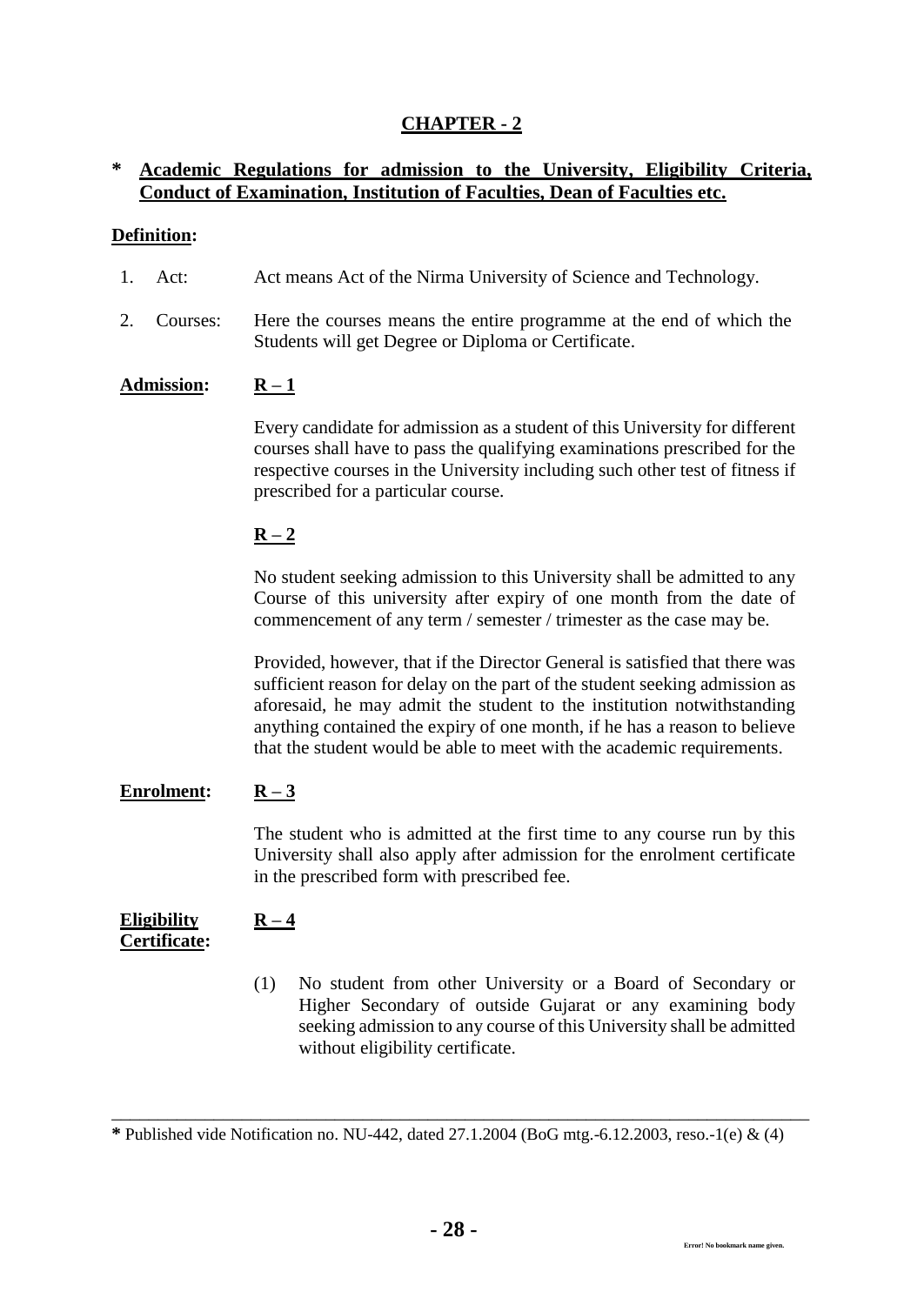# CHAPTER - 2

## * Academic Regulations for admission to the University, Eligibility Criteria, Conduct of Examination, Institution of Faculties, Dean of Faculties etc.

**Definition:**

1. Act: Act means Act of the Nirma University of Science and Technology.
2. Courses: Here the courses means the entire programme at the end of which the Students will get Degree or Diploma or Certificate.

**Admission:** **R – 1**

Every candidate for admission as a student of this University for different courses shall have to pass the qualifying examinations prescribed for the respective courses in the University including such other test of fitness if prescribed for a particular course.

**R – 2**

No student seeking admission to this University shall be admitted to any Course of this university after expiry of one month from the date of commencement of any term / semester / trimester as the case may be.

Provided, however, that if the Director General is satisfied that there was sufficient reason for delay on the part of the student seeking admission as aforesaid, he may admit the student to the institution notwithstanding anything contained the expiry of one month, if he has a reason to believe that the student would be able to meet with the academic requirements.

**Enrolment:** **R – 3**

The student who is admitted at the first time to any course run by this University shall also apply after admission for the enrolment certificate in the prescribed form with prescribed fee.

**Eligibility Certificate:** **R – 4**

(1) No student from other University or a Board of Secondary or Higher Secondary of outside Gujarat or any examining body seeking admission to any course of this University shall be admitted without eligibility certificate.

---

**\*** Published vide Notification no. NU-442, dated 27.1.2004 (BoG mtg.-6.12.2003, reso.-1(e) & (4)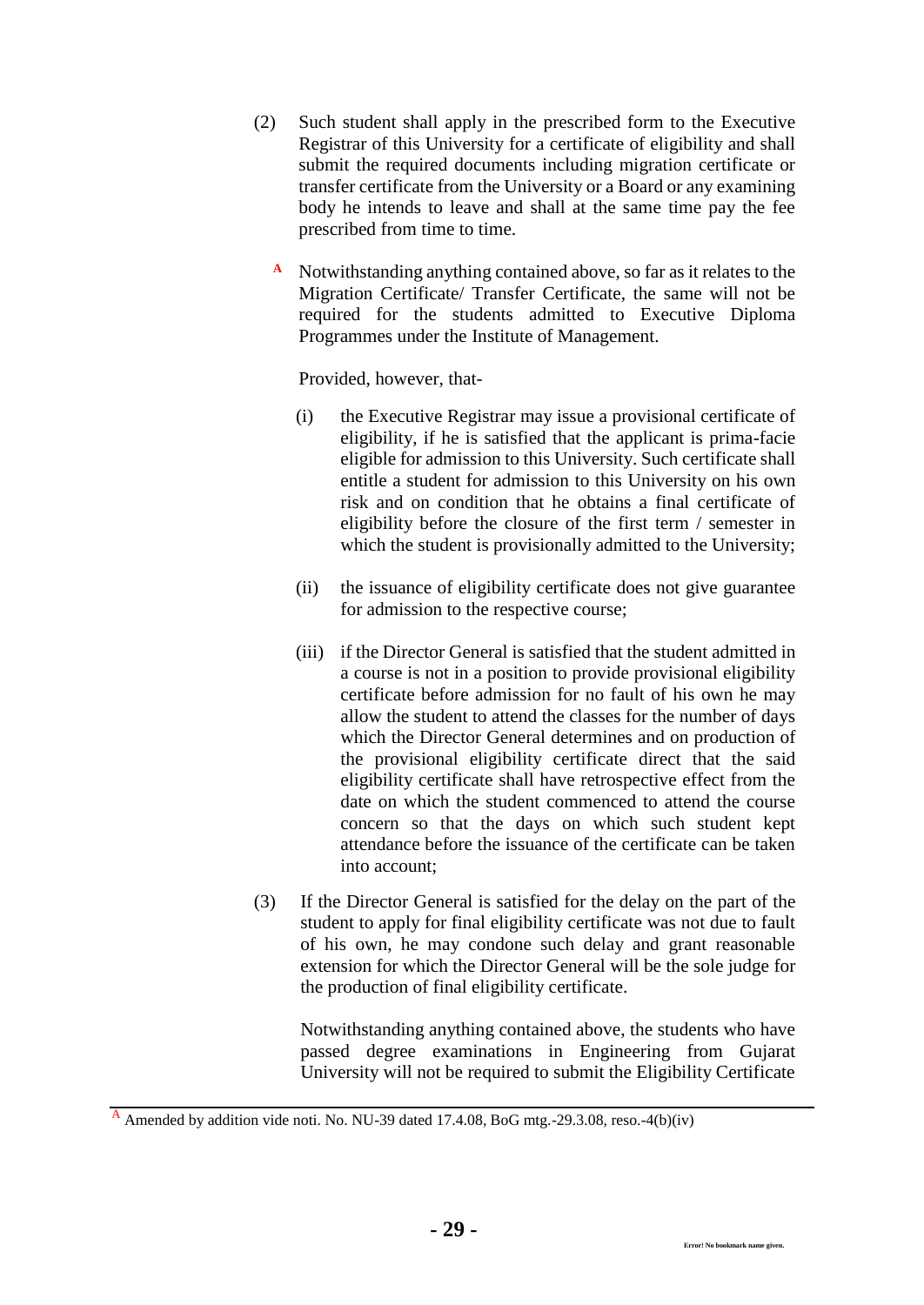(2) Such student shall apply in the prescribed form to the Executive Registrar of this University for a certificate of eligibility and shall submit the required documents including migration certificate or transfer certificate from the University or a Board or any examining body he intends to leave and shall at the same time pay the fee prescribed from time to time.

[A] Notwithstanding anything contained above, so far as it relates to the Migration Certificate/ Transfer Certificate, the same will not be required for the students admitted to Executive Diploma Programmes under the Institute of Management.

Provided, however, that-

(i) the Executive Registrar may issue a provisional certificate of eligibility, if he is satisfied that the applicant is prima-facie eligible for admission to this University. Such certificate shall entitle a student for admission to this University on his own risk and on condition that he obtains a final certificate of eligibility before the closure of the first term / semester in which the student is provisionally admitted to the University;

(ii) the issuance of eligibility certificate does not give guarantee for admission to the respective course;

(iii) if the Director General is satisfied that the student admitted in a course is not in a position to provide provisional eligibility certificate before admission for no fault of his own he may allow the student to attend the classes for the number of days which the Director General determines and on production of the provisional eligibility certificate direct that the said eligibility certificate shall have retrospective effect from the date on which the student commenced to attend the course concern so that the days on which such student kept attendance before the issuance of the certificate can be taken into account;

(3) If the Director General is satisfied for the delay on the part of the student to apply for final eligibility certificate was not due to fault of his own, he may condone such delay and grant reasonable extension for which the Director General will be the sole judge for the production of final eligibility certificate.

Notwithstanding anything contained above, the students who have passed degree examinations in Engineering from Gujarat University will not be required to submit the Eligibility Certificate

---

[A] Amended by addition vide noti. No. NU-39 dated 17.4.08, BoG mtg.-29.3.08, reso.-4(b)(iv)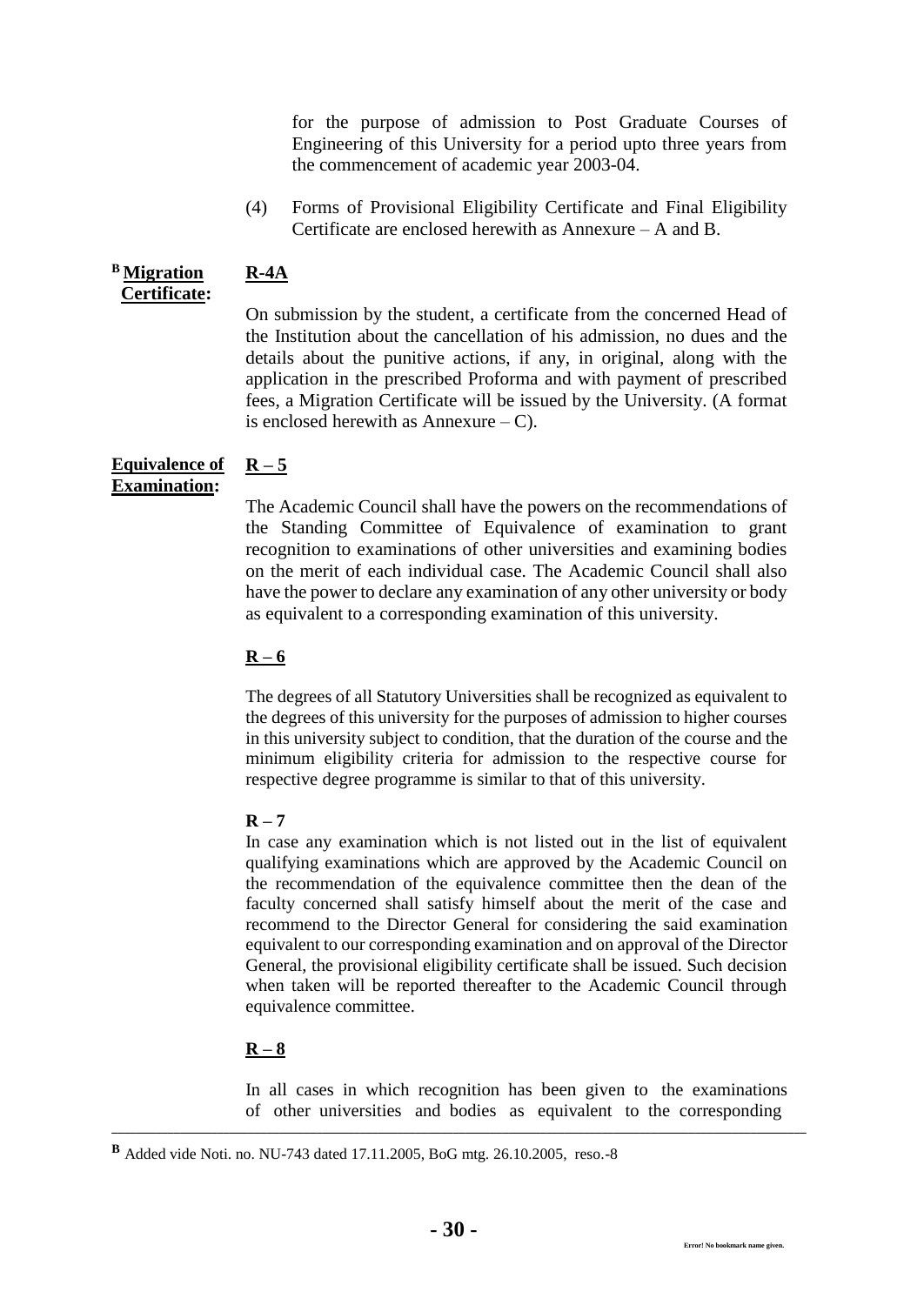for the purpose of admission to Post Graduate Courses of Engineering of this University for a period upto three years from the commencement of academic year 2003-04.

(4) Forms of Provisional Eligibility Certificate and Final Eligibility Certificate are enclosed herewith as Annexure – A and B.

[B] **Migration Certificate:**

**R-4A**

On submission by the student, a certificate from the concerned Head of the Institution about the cancellation of his admission, no dues and the details about the punitive actions, if any, in original, along with the application in the prescribed Proforma and with payment of prescribed fees, a Migration Certificate will be issued by the University. (A format is enclosed herewith as Annexure – C).

**Equivalence of Examination:**

**R – 5**

The Academic Council shall have the powers on the recommendations of the Standing Committee of Equivalence of examination to grant recognition to examinations of other universities and examining bodies on the merit of each individual case. The Academic Council shall also have the power to declare any examination of any other university or body as equivalent to a corresponding examination of this university.

**R – 6**

The degrees of all Statutory Universities shall be recognized as equivalent to the degrees of this university for the purposes of admission to higher courses in this university subject to condition, that the duration of the course and the minimum eligibility criteria for admission to the respective course for respective degree programme is similar to that of this university.

**R – 7**

In case any examination which is not listed out in the list of equivalent qualifying examinations which are approved by the Academic Council on the recommendation of the equivalence committee then the dean of the faculty concerned shall satisfy himself about the merit of the case and recommend to the Director General for considering the said examination equivalent to our corresponding examination and on approval of the Director General, the provisional eligibility certificate shall be issued. Such decision when taken will be reported thereafter to the Academic Council through equivalence committee.

**R – 8**

In all cases in which recognition has been given to the examinations of other universities and bodies as equivalent to the corresponding

---

[B] Added vide Noti. no. NU-743 dated 17.11.2005, BoG mtg. 26.10.2005, reso.-8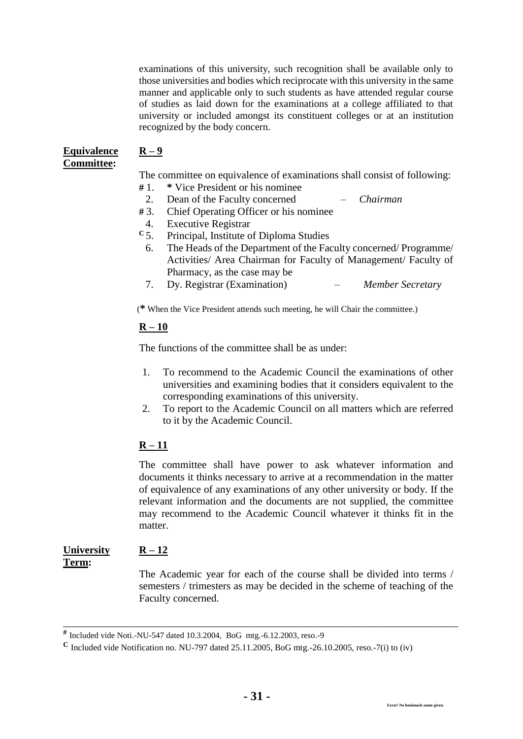examinations of this university, such recognition shall be available only to those universities and bodies which reciprocate with this university in the same manner and applicable only to such students as have attended regular course of studies as laid down for the examinations at a college affiliated to that university or included amongst its constituent colleges or at an institution recognized by the body concern.

**Equivalence Committee:**

**R – 9**

The committee on equivalence of examinations shall consist of following:

- # 1. * Vice President or his nominee
- 2. Dean of the Faculty concerned – *Chairman*
- # 3. Chief Operating Officer or his nominee
- 4. Executive Registrar
- C 5. Principal, Institute of Diploma Studies
- 6. The Heads of the Department of the Faculty concerned/ Programme/ Activities/ Area Chairman for Faculty of Management/ Faculty of Pharmacy, as the case may be
- 7. Dy. Registrar (Examination) – *Member Secretary*

(* When the Vice President attends such meeting, he will Chair the committee.)

**R – 10**

The functions of the committee shall be as under:

1. To recommend to the Academic Council the examinations of other universities and examining bodies that it considers equivalent to the corresponding examinations of this university.
2. To report to the Academic Council on all matters which are referred to it by the Academic Council.

**R – 11**

The committee shall have power to ask whatever information and documents it thinks necessary to arrive at a recommendation in the matter of equivalence of any examinations of any other university or body. If the relevant information and the documents are not supplied, the committee may recommend to the Academic Council whatever it thinks fit in the matter.

**University Term:**

**R – 12**

The Academic year for each of the course shall be divided into terms / semesters / trimesters as may be decided in the scheme of teaching of the Faculty concerned.

---

# Included vide Noti.-NU-547 dated 10.3.2004, BoG mtg.-6.12.2003, reso.-9

C Included vide Notification no. NU-797 dated 25.11.2005, BoG mtg.-26.10.2005, reso.-7(i) to (iv)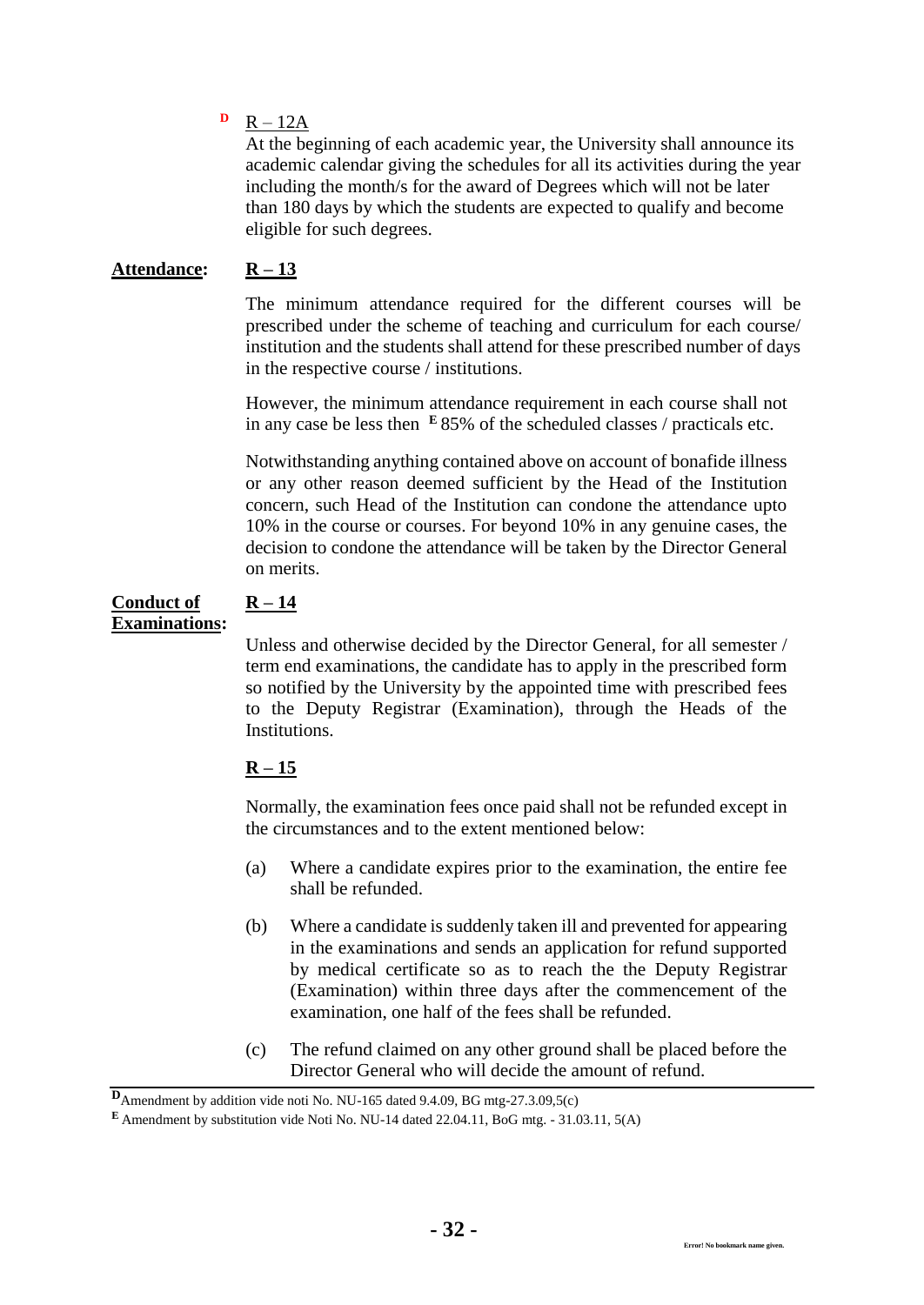[D] R – 12A

At the beginning of each academic year, the University shall announce its academic calendar giving the schedules for all its activities during the year including the month/s for the award of Degrees which will not be later than 180 days by which the students are expected to qualify and become eligible for such degrees.

**Attendance: R – 13**

The minimum attendance required for the different courses will be prescribed under the scheme of teaching and curriculum for each course/ institution and the students shall attend for these prescribed number of days in the respective course / institutions.

However, the minimum attendance requirement in each course shall not in any case be less then [E] 85% of the scheduled classes / practicals etc.

Notwithstanding anything contained above on account of bonafide illness or any other reason deemed sufficient by the Head of the Institution concern, such Head of the Institution can condone the attendance upto 10% in the course or courses. For beyond 10% in any genuine cases, the decision to condone the attendance will be taken by the Director General on merits.

**Conduct of Examinations: R – 14**

Unless and otherwise decided by the Director General, for all semester / term end examinations, the candidate has to apply in the prescribed form so notified by the University by the appointed time with prescribed fees to the Deputy Registrar (Examination), through the Heads of the Institutions.

**R – 15**

Normally, the examination fees once paid shall not be refunded except in the circumstances and to the extent mentioned below:

(a) Where a candidate expires prior to the examination, the entire fee shall be refunded.

(b) Where a candidate is suddenly taken ill and prevented for appearing in the examinations and sends an application for refund supported by medical certificate so as to reach the the Deputy Registrar (Examination) within three days after the commencement of the examination, one half of the fees shall be refunded.

(c) The refund claimed on any other ground shall be placed before the Director General who will decide the amount of refund.

---

[D] Amendment by addition vide noti No. NU-165 dated 9.4.09, BG mtg-27.3.09,5(c)

[E] Amendment by substitution vide Noti No. NU-14 dated 22.04.11, BoG mtg. - 31.03.11, 5(A)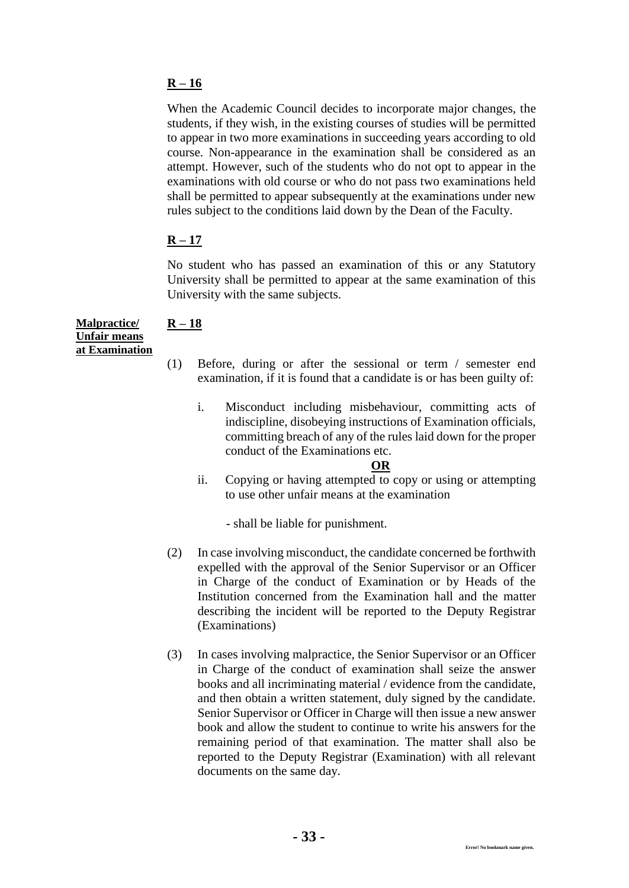## R – 16

When the Academic Council decides to incorporate major changes, the students, if they wish, in the existing courses of studies will be permitted to appear in two more examinations in succeeding years according to old course. Non-appearance in the examination shall be considered as an attempt. However, such of the students who do not opt to appear in the examinations with old course or who do not pass two examinations held shall be permitted to appear subsequently at the examinations under new rules subject to the conditions laid down by the Dean of the Faculty.

## R – 17

No student who has passed an examination of this or any Statutory University shall be permitted to appear at the same examination of this University with the same subjects.

**Malpractice/ Unfair means at Examination**

## R – 18

(1) Before, during or after the sessional or term / semester end examination, if it is found that a candidate is or has been guilty of:

i. Misconduct including misbehaviour, committing acts of indiscipline, disobeying instructions of Examination officials, committing breach of any of the rules laid down for the proper conduct of the Examinations etc.

**OR**

ii. Copying or having attempted to copy or using or attempting to use other unfair means at the examination

- shall be liable for punishment.

(2) In case involving misconduct, the candidate concerned be forthwith expelled with the approval of the Senior Supervisor or an Officer in Charge of the conduct of Examination or by Heads of the Institution concerned from the Examination hall and the matter describing the incident will be reported to the Deputy Registrar (Examinations)

(3) In cases involving malpractice, the Senior Supervisor or an Officer in Charge of the conduct of examination shall seize the answer books and all incriminating material / evidence from the candidate, and then obtain a written statement, duly signed by the candidate. Senior Supervisor or Officer in Charge will then issue a new answer book and allow the student to continue to write his answers for the remaining period of that examination. The matter shall also be reported to the Deputy Registrar (Examination) with all relevant documents on the same day.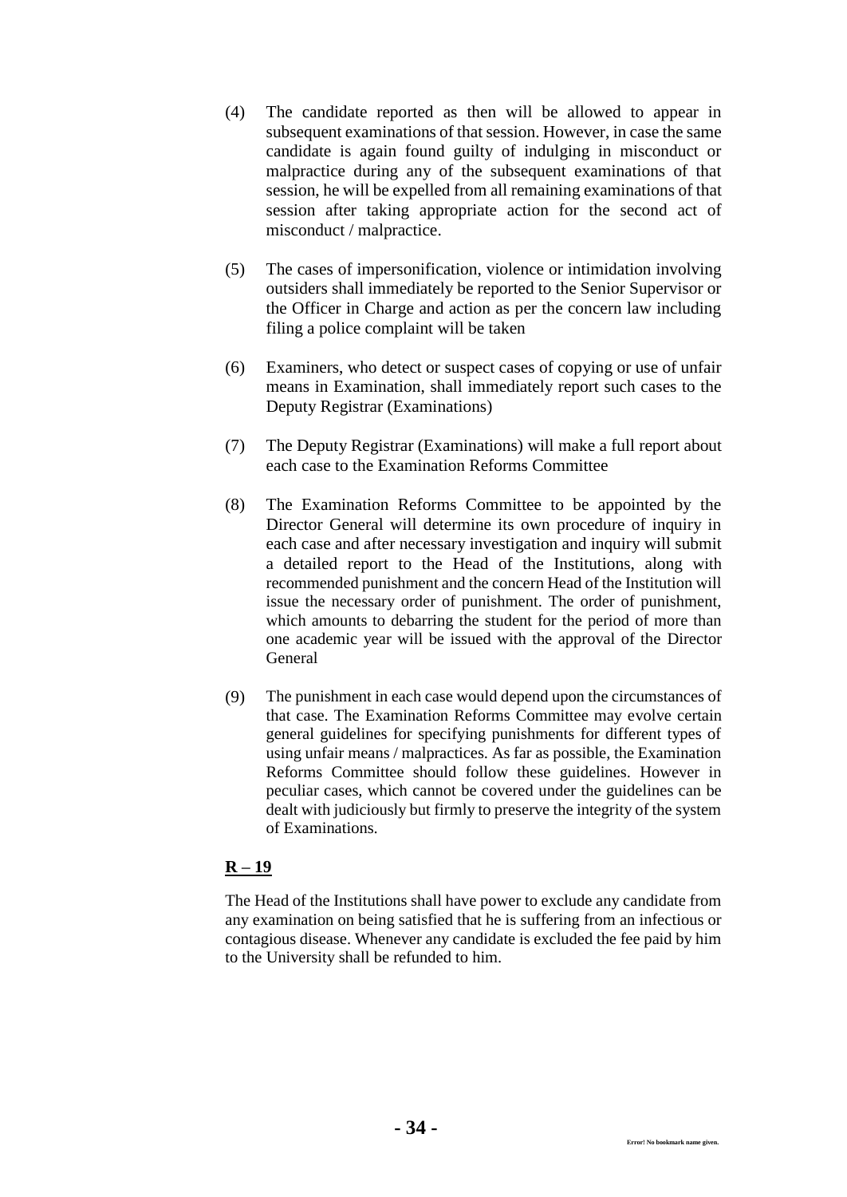(4) The candidate reported as then will be allowed to appear in subsequent examinations of that session. However, in case the same candidate is again found guilty of indulging in misconduct or malpractice during any of the subsequent examinations of that session, he will be expelled from all remaining examinations of that session after taking appropriate action for the second act of misconduct / malpractice.

(5) The cases of impersonification, violence or intimidation involving outsiders shall immediately be reported to the Senior Supervisor or the Officer in Charge and action as per the concern law including filing a police complaint will be taken

(6) Examiners, who detect or suspect cases of copying or use of unfair means in Examination, shall immediately report such cases to the Deputy Registrar (Examinations)

(7) The Deputy Registrar (Examinations) will make a full report about each case to the Examination Reforms Committee

(8) The Examination Reforms Committee to be appointed by the Director General will determine its own procedure of inquiry in each case and after necessary investigation and inquiry will submit a detailed report to the Head of the Institutions, along with recommended punishment and the concern Head of the Institution will issue the necessary order of punishment. The order of punishment, which amounts to debarring the student for the period of more than one academic year will be issued with the approval of the Director General

(9) The punishment in each case would depend upon the circumstances of that case. The Examination Reforms Committee may evolve certain general guidelines for specifying punishments for different types of using unfair means / malpractices. As far as possible, the Examination Reforms Committee should follow these guidelines. However in peculiar cases, which cannot be covered under the guidelines can be dealt with judiciously but firmly to preserve the integrity of the system of Examinations.

## R – 19

The Head of the Institutions shall have power to exclude any candidate from any examination on being satisfied that he is suffering from an infectious or contagious disease. Whenever any candidate is excluded the fee paid by him to the University shall be refunded to him.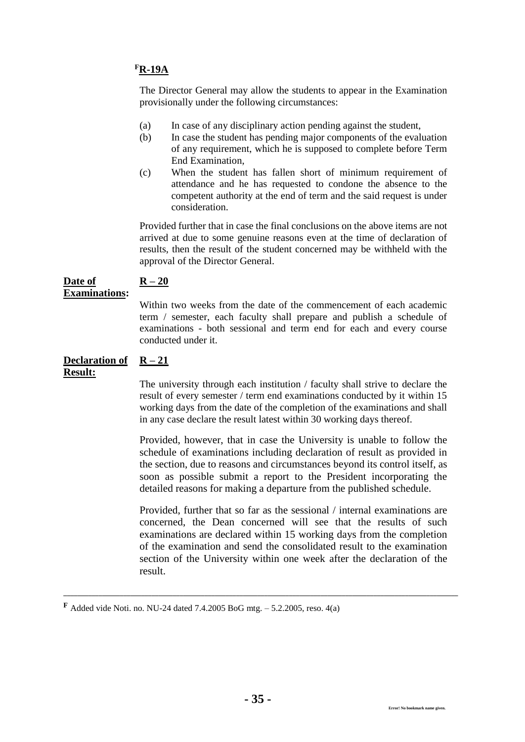## [F]R-19A

The Director General may allow the students to appear in the Examination provisionally under the following circumstances:

(a) In case of any disciplinary action pending against the student,

(b) In case the student has pending major components of the evaluation of any requirement, which he is supposed to complete before Term End Examination,

(c) When the student has fallen short of minimum requirement of attendance and he has requested to condone the absence to the competent authority at the end of term and the said request is under consideration.

Provided further that in case the final conclusions on the above items are not arrived at due to some genuine reasons even at the time of declaration of results, then the result of the student concerned may be withheld with the approval of the Director General.

## Date of Examinations: R – 20

Within two weeks from the date of the commencement of each academic term / semester, each faculty shall prepare and publish a schedule of examinations - both sessional and term end for each and every course conducted under it.

## Declaration of Result: R – 21

The university through each institution / faculty shall strive to declare the result of every semester / term end examinations conducted by it within 15 working days from the date of the completion of the examinations and shall in any case declare the result latest within 30 working days thereof.

Provided, however, that in case the University is unable to follow the schedule of examinations including declaration of result as provided in the section, due to reasons and circumstances beyond its control itself, as soon as possible submit a report to the President incorporating the detailed reasons for making a departure from the published schedule.

Provided, further that so far as the sessional / internal examinations are concerned, the Dean concerned will see that the results of such examinations are declared within 15 working days from the completion of the examination and send the consolidated result to the examination section of the University within one week after the declaration of the result.

---

[F] Added vide Noti. no. NU-24 dated 7.4.2005 BoG mtg. – 5.2.2005, reso. 4(a)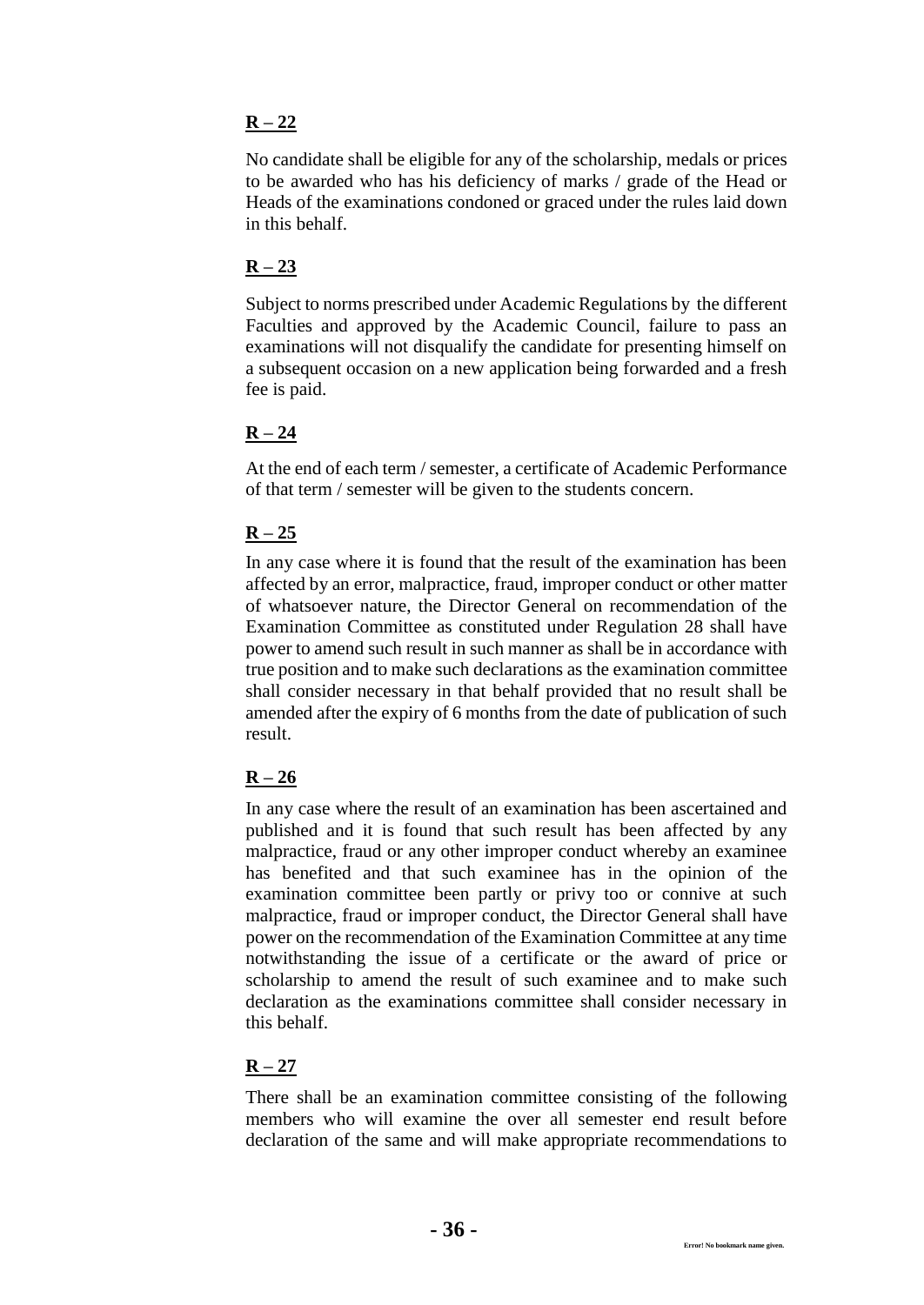**R – 22**

No candidate shall be eligible for any of the scholarship, medals or prices to be awarded who has his deficiency of marks / grade of the Head or Heads of the examinations condoned or graced under the rules laid down in this behalf.

**R – 23**

Subject to norms prescribed under Academic Regulations by the different Faculties and approved by the Academic Council, failure to pass an examinations will not disqualify the candidate for presenting himself on a subsequent occasion on a new application being forwarded and a fresh fee is paid.

**R – 24**

At the end of each term / semester, a certificate of Academic Performance of that term / semester will be given to the students concern.

**R – 25**

In any case where it is found that the result of the examination has been affected by an error, malpractice, fraud, improper conduct or other matter of whatsoever nature, the Director General on recommendation of the Examination Committee as constituted under Regulation 28 shall have power to amend such result in such manner as shall be in accordance with true position and to make such declarations as the examination committee shall consider necessary in that behalf provided that no result shall be amended after the expiry of 6 months from the date of publication of such result.

**R – 26**

In any case where the result of an examination has been ascertained and published and it is found that such result has been affected by any malpractice, fraud or any other improper conduct whereby an examinee has benefited and that such examinee has in the opinion of the examination committee been partly or privy too or connive at such malpractice, fraud or improper conduct, the Director General shall have power on the recommendation of the Examination Committee at any time notwithstanding the issue of a certificate or the award of price or scholarship to amend the result of such examinee and to make such declaration as the examinations committee shall consider necessary in this behalf.

**R – 27**

There shall be an examination committee consisting of the following members who will examine the over all semester end result before declaration of the same and will make appropriate recommendations to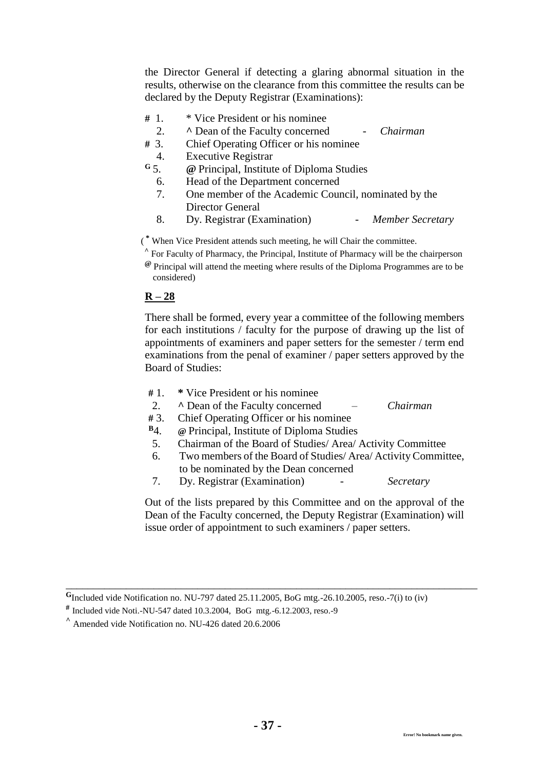the Director General if detecting a glaring abnormal situation in the results, otherwise on the clearance from this committee the results can be declared by the Deputy Registrar (Examinations):

- # 1. * Vice President or his nominee
- 2. ^ Dean of the Faculty concerned - *Chairman*
- # 3. Chief Operating Officer or his nominee
- 4. Executive Registrar
- [G] 5. @ Principal, Institute of Diploma Studies
- 6. Head of the Department concerned
- 7. One member of the Academic Council, nominated by the Director General
- 8. Dy. Registrar (Examination) - *Member Secretary*

( * When Vice President attends such meeting, he will Chair the committee.

^ For Faculty of Pharmacy, the Principal, Institute of Pharmacy will be the chairperson

@ Principal will attend the meeting where results of the Diploma Programmes are to be considered)

## R – 28

There shall be formed, every year a committee of the following members for each institutions / faculty for the purpose of drawing up the list of appointments of examiners and paper setters for the semester / term end examinations from the penal of examiner / paper setters approved by the Board of Studies:

- # 1. * Vice President or his nominee
- 2. ^ Dean of the Faculty concerned – *Chairman*
- # 3. Chief Operating Officer or his nominee
- [B]4. @ Principal, Institute of Diploma Studies
- 5. Chairman of the Board of Studies/ Area/ Activity Committee
- 6. Two members of the Board of Studies/ Area/ Activity Committee, to be nominated by the Dean concerned
- 7. Dy. Registrar (Examination) - *Secretary*

Out of the lists prepared by this Committee and on the approval of the Dean of the Faculty concerned, the Deputy Registrar (Examination) will issue order of appointment to such examiners / paper setters.

---

[G]Included vide Notification no. NU-797 dated 25.11.2005, BoG mtg.-26.10.2005, reso.-7(i) to (iv)

# Included vide Noti.-NU-547 dated 10.3.2004, BoG mtg.-6.12.2003, reso.-9

^ Amended vide Notification no. NU-426 dated 20.6.2006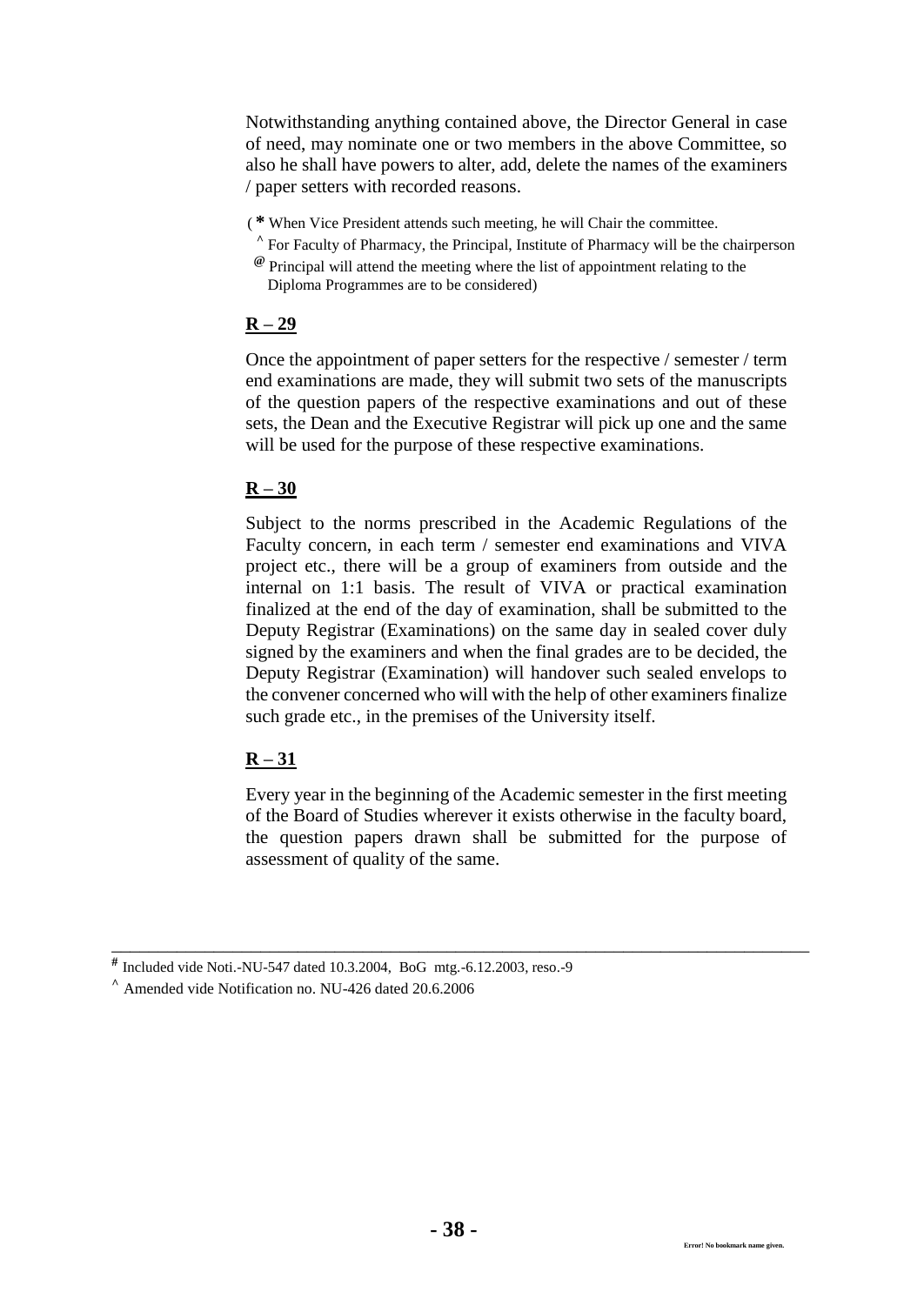Notwithstanding anything contained above, the Director General in case of need, may nominate one or two members in the above Committee, so also he shall have powers to alter, add, delete the names of the examiners / paper setters with recorded reasons.

( * When Vice President attends such meeting, he will Chair the committee.
^ For Faculty of Pharmacy, the Principal, Institute of Pharmacy will be the chairperson
@ Principal will attend the meeting where the list of appointment relating to the Diploma Programmes are to be considered)

**R – 29**

Once the appointment of paper setters for the respective / semester / term end examinations are made, they will submit two sets of the manuscripts of the question papers of the respective examinations and out of these sets, the Dean and the Executive Registrar will pick up one and the same will be used for the purpose of these respective examinations.

**R – 30**

Subject to the norms prescribed in the Academic Regulations of the Faculty concern, in each term / semester end examinations and VIVA project etc., there will be a group of examiners from outside and the internal on 1:1 basis. The result of VIVA or practical examination finalized at the end of the day of examination, shall be submitted to the Deputy Registrar (Examinations) on the same day in sealed cover duly signed by the examiners and when the final grades are to be decided, the Deputy Registrar (Examination) will handover such sealed envelops to the convener concerned who will with the help of other examiners finalize such grade etc., in the premises of the University itself.

**R – 31**

Every year in the beginning of the Academic semester in the first meeting of the Board of Studies wherever it exists otherwise in the faculty board, the question papers drawn shall be submitted for the purpose of assessment of quality of the same.

---

# Included vide Noti.-NU-547 dated 10.3.2004, BoG mtg.-6.12.2003, reso.-9

^ Amended vide Notification no. NU-426 dated 20.6.2006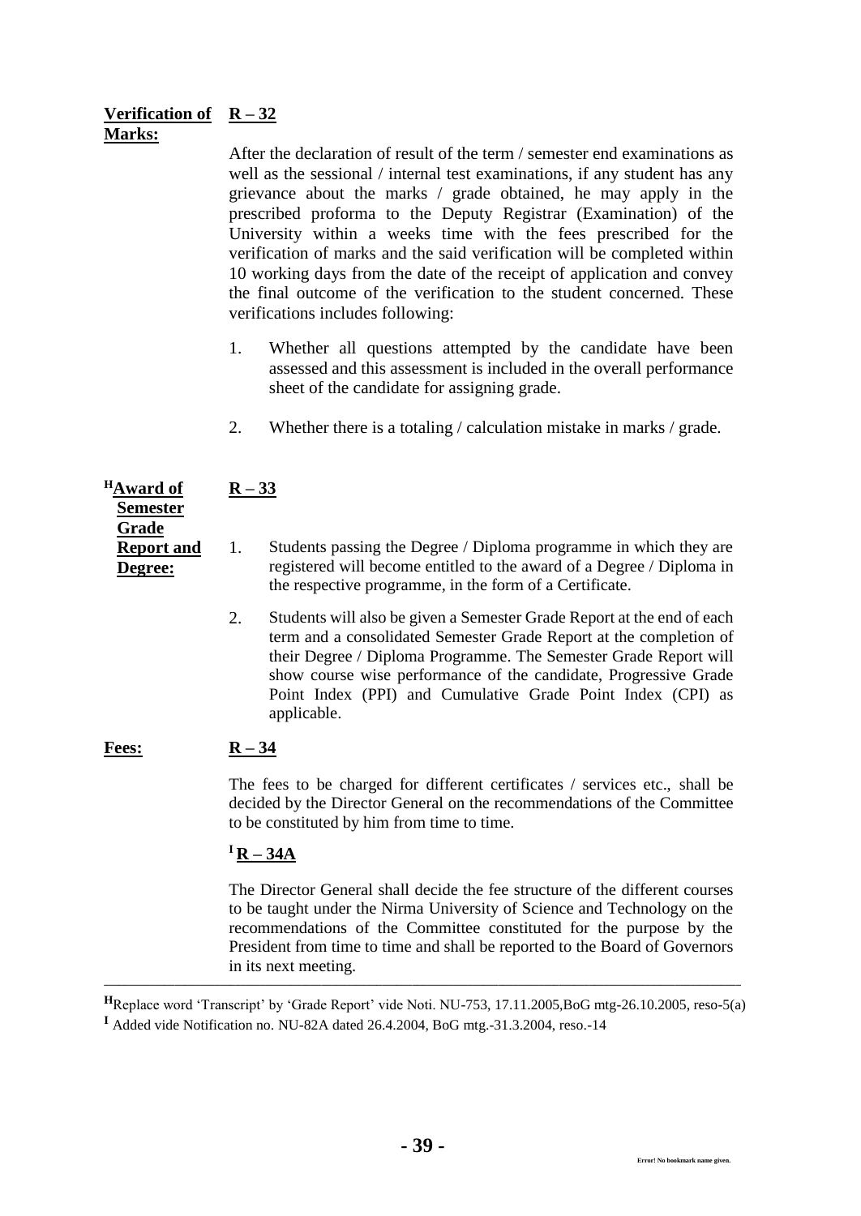**Verification of Marks:**

**R – 32**

After the declaration of result of the term / semester end examinations as well as the sessional / internal test examinations, if any student has any grievance about the marks / grade obtained, he may apply in the prescribed proforma to the Deputy Registrar (Examination) of the University within a weeks time with the fees prescribed for the verification of marks and the said verification will be completed within 10 working days from the date of the receipt of application and convey the final outcome of the verification to the student concerned. These verifications includes following:

1. Whether all questions attempted by the candidate have been assessed and this assessment is included in the overall performance sheet of the candidate for assigning grade.

2. Whether there is a totaling / calculation mistake in marks / grade.

**[H]Award of Semester Grade Report and Degree:**

**R – 33**

1. Students passing the Degree / Diploma programme in which they are registered will become entitled to the award of a Degree / Diploma in the respective programme, in the form of a Certificate.

2. Students will also be given a Semester Grade Report at the end of each term and a consolidated Semester Grade Report at the completion of their Degree / Diploma Programme. The Semester Grade Report will show course wise performance of the candidate, Progressive Grade Point Index (PPI) and Cumulative Grade Point Index (CPI) as applicable.

**Fees:**

**R – 34**

The fees to be charged for different certificates / services etc., shall be decided by the Director General on the recommendations of the Committee to be constituted by him from time to time.

**[I] R – 34A**

The Director General shall decide the fee structure of the different courses to be taught under the Nirma University of Science and Technology on the recommendations of the Committee constituted for the purpose by the President from time to time and shall be reported to the Board of Governors in its next meeting.

---

[H]Replace word 'Transcript' by 'Grade Report' vide Noti. NU-753, 17.11.2005,BoG mtg-26.10.2005, reso-5(a)

[I] Added vide Notification no. NU-82A dated 26.4.2004, BoG mtg.-31.3.2004, reso.-14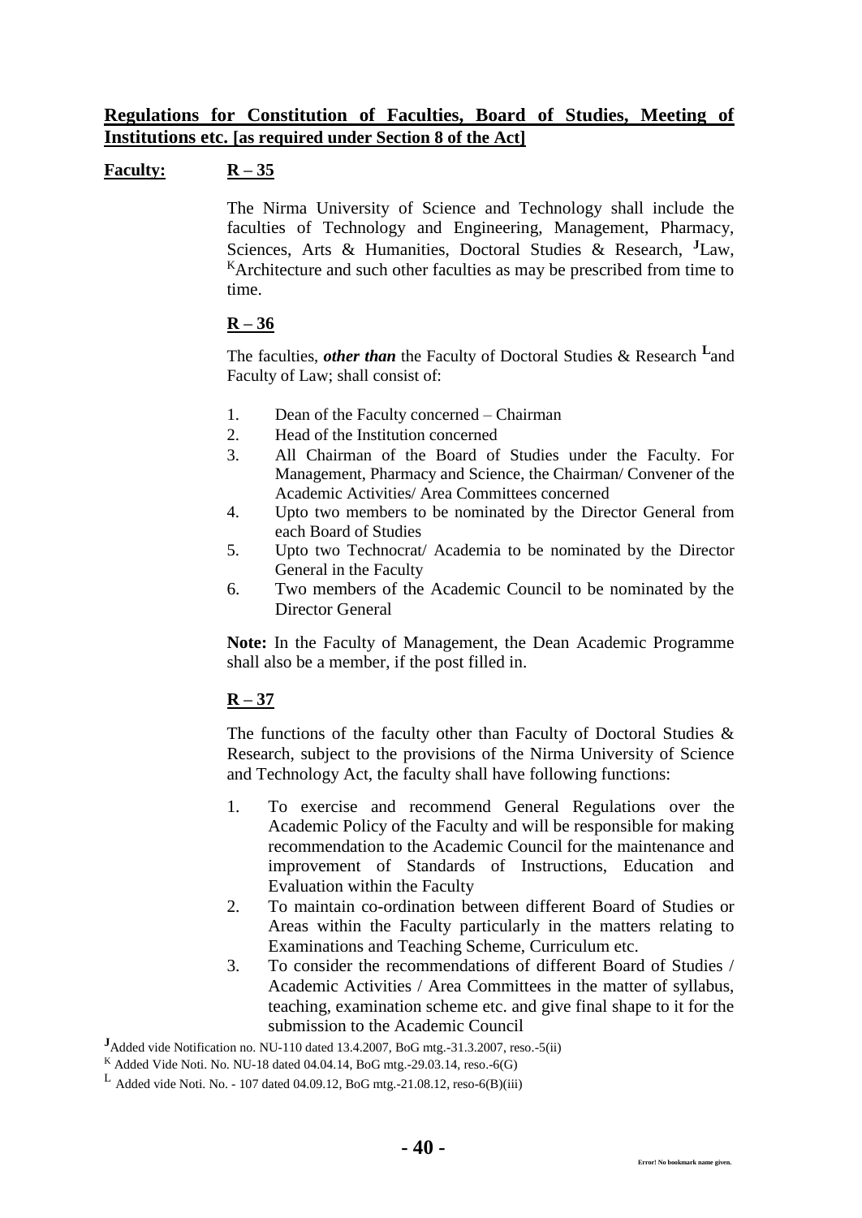**Regulations for Constitution of Faculties, Board of Studies, Meeting of Institutions etc. [as required under Section 8 of the Act]**

**Faculty:** **R – 35**

The Nirma University of Science and Technology shall include the faculties of Technology and Engineering, Management, Pharmacy, Sciences, Arts & Humanities, Doctoral Studies & Research, [J]Law, [K]Architecture and such other faculties as may be prescribed from time to time.

**R – 36**

The faculties, ***other than*** the Faculty of Doctoral Studies & Research [L]and Faculty of Law; shall consist of:

1. Dean of the Faculty concerned – Chairman
2. Head of the Institution concerned
3. All Chairman of the Board of Studies under the Faculty. For Management, Pharmacy and Science, the Chairman/ Convener of the Academic Activities/ Area Committees concerned
4. Upto two members to be nominated by the Director General from each Board of Studies
5. Upto two Technocrat/ Academia to be nominated by the Director General in the Faculty
6. Two members of the Academic Council to be nominated by the Director General

**Note:** In the Faculty of Management, the Dean Academic Programme shall also be a member, if the post filled in.

**R – 37**

The functions of the faculty other than Faculty of Doctoral Studies & Research, subject to the provisions of the Nirma University of Science and Technology Act, the faculty shall have following functions:

1. To exercise and recommend General Regulations over the Academic Policy of the Faculty and will be responsible for making recommendation to the Academic Council for the maintenance and improvement of Standards of Instructions, Education and Evaluation within the Faculty
2. To maintain co-ordination between different Board of Studies or Areas within the Faculty particularly in the matters relating to Examinations and Teaching Scheme, Curriculum etc.
3. To consider the recommendations of different Board of Studies / Academic Activities / Area Committees in the matter of syllabus, teaching, examination scheme etc. and give final shape to it for the submission to the Academic Council

[J]Added vide Notification no. NU-110 dated 13.4.2007, BoG mtg.-31.3.2007, reso.-5(ii)

[K] Added Vide Noti. No. NU-18 dated 04.04.14, BoG mtg.-29.03.14, reso.-6(G)

[L] Added vide Noti. No. - 107 dated 04.09.12, BoG mtg.-21.08.12, reso-6(B)(iii)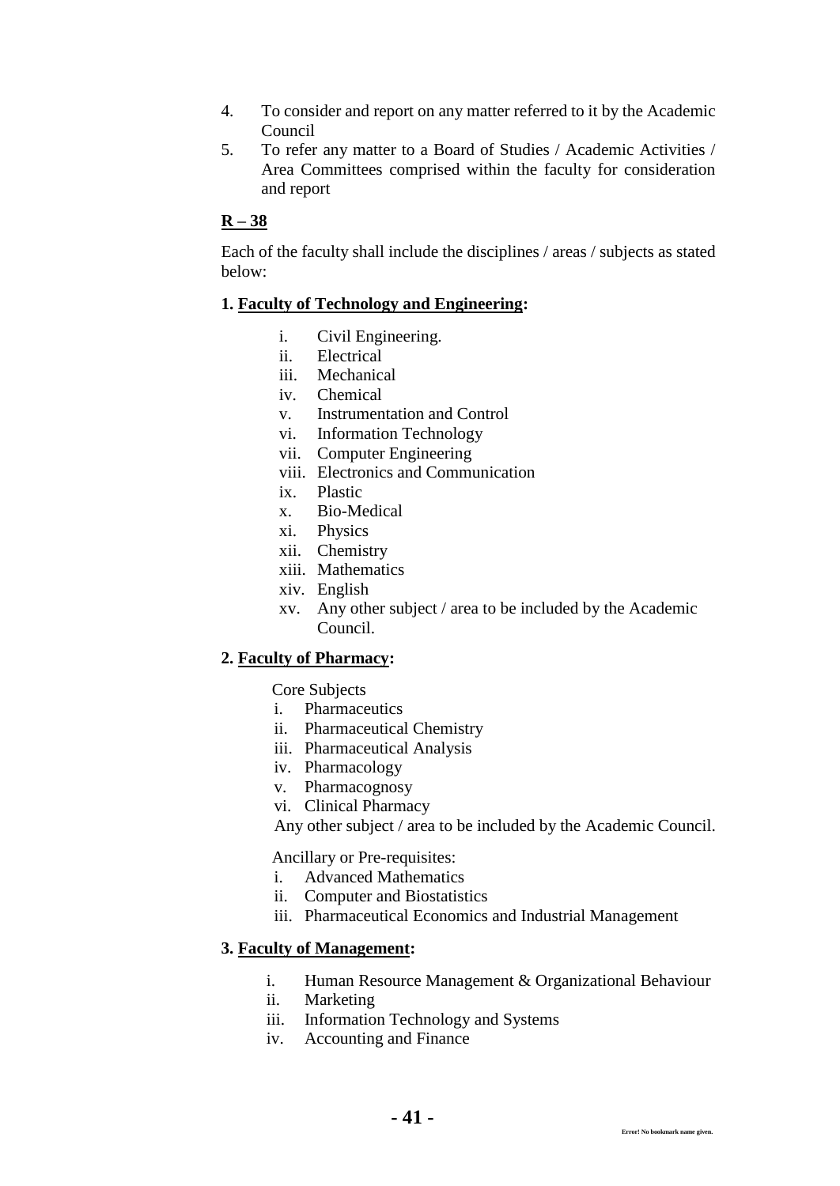4. To consider and report on any matter referred to it by the Academic Council
5. To refer any matter to a Board of Studies / Academic Activities / Area Committees comprised within the faculty for consideration and report

**R – 38**

Each of the faculty shall include the disciplines / areas / subjects as stated below:

**1. Faculty of Technology and Engineering:**

- i. Civil Engineering.
- ii. Electrical
- iii. Mechanical
- iv. Chemical
- v. Instrumentation and Control
- vi. Information Technology
- vii. Computer Engineering
- viii. Electronics and Communication
- ix. Plastic
- x. Bio-Medical
- xi. Physics
- xii. Chemistry
- xiii. Mathematics
- xiv. English
- xv. Any other subject / area to be included by the Academic Council.

**2. Faculty of Pharmacy:**

Core Subjects

- i. Pharmaceutics
- ii. Pharmaceutical Chemistry
- iii. Pharmaceutical Analysis
- iv. Pharmacology
- v. Pharmacognosy
- vi. Clinical Pharmacy

Any other subject / area to be included by the Academic Council.

Ancillary or Pre-requisites:

- i. Advanced Mathematics
- ii. Computer and Biostatistics
- iii. Pharmaceutical Economics and Industrial Management

**3. Faculty of Management:**

- i. Human Resource Management & Organizational Behaviour
- ii. Marketing
- iii. Information Technology and Systems
- iv. Accounting and Finance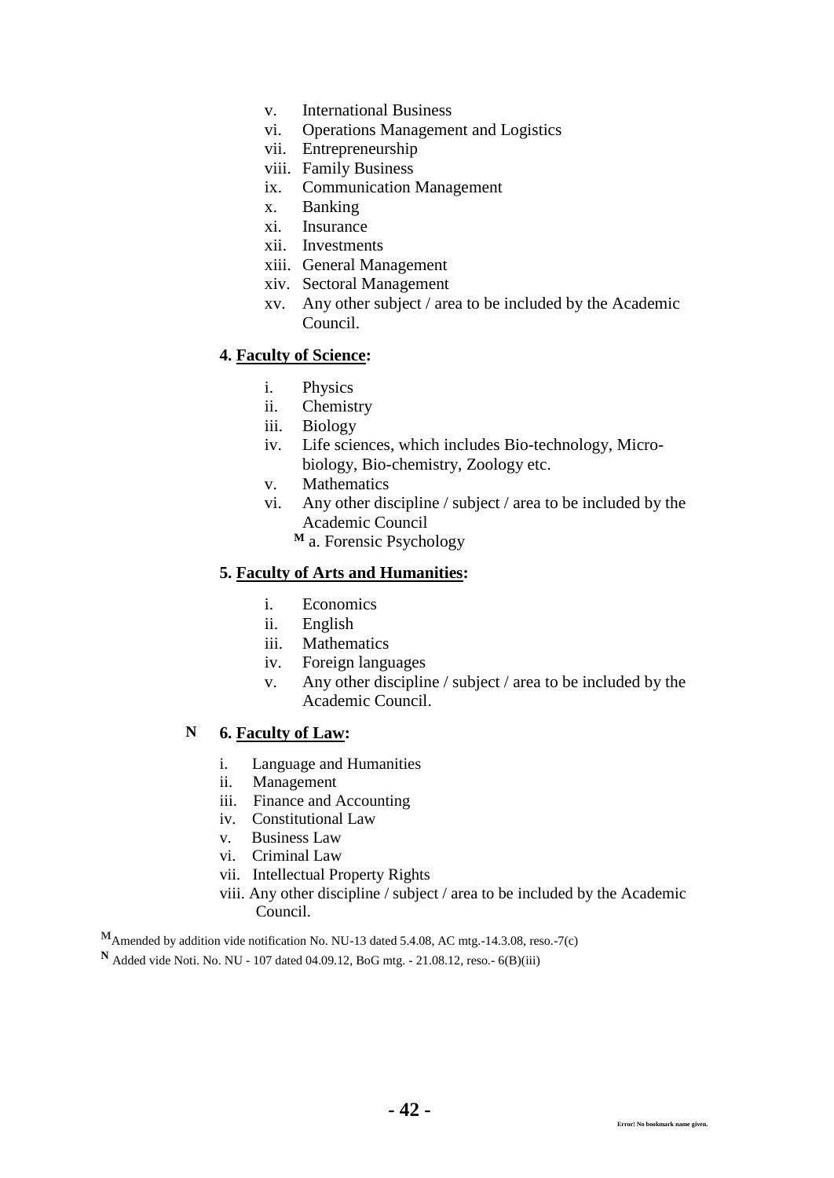v. International Business
vi. Operations Management and Logistics
vii. Entrepreneurship
viii. Family Business
ix. Communication Management
x. Banking
xi. Insurance
xii. Investments
xiii. General Management
xiv. Sectoral Management
xv. Any other subject / area to be included by the Academic Council.

**4. Faculty of Science:**

i. Physics
ii. Chemistry
iii. Biology
iv. Life sciences, which includes Bio-technology, Micro-biology, Bio-chemistry, Zoology etc.
v. Mathematics
vi. Any other discipline / subject / area to be included by the Academic Council
   [M] a. Forensic Psychology

**5. Faculty of Arts and Humanities:**

i. Economics
ii. English
iii. Mathematics
iv. Foreign languages
v. Any other discipline / subject / area to be included by the Academic Council.

[N] **6. Faculty of Law:**

i. Language and Humanities
ii. Management
iii. Finance and Accounting
iv. Constitutional Law
v. Business Law
vi. Criminal Law
vii. Intellectual Property Rights
viii. Any other discipline / subject / area to be included by the Academic Council.

[M] Amended by addition vide notification No. NU-13 dated 5.4.08, AC mtg.-14.3.08, reso.-7(c)

[N] Added vide Noti. No. NU - 107 dated 04.09.12, BoG mtg. - 21.08.12, reso.- 6(B)(iii)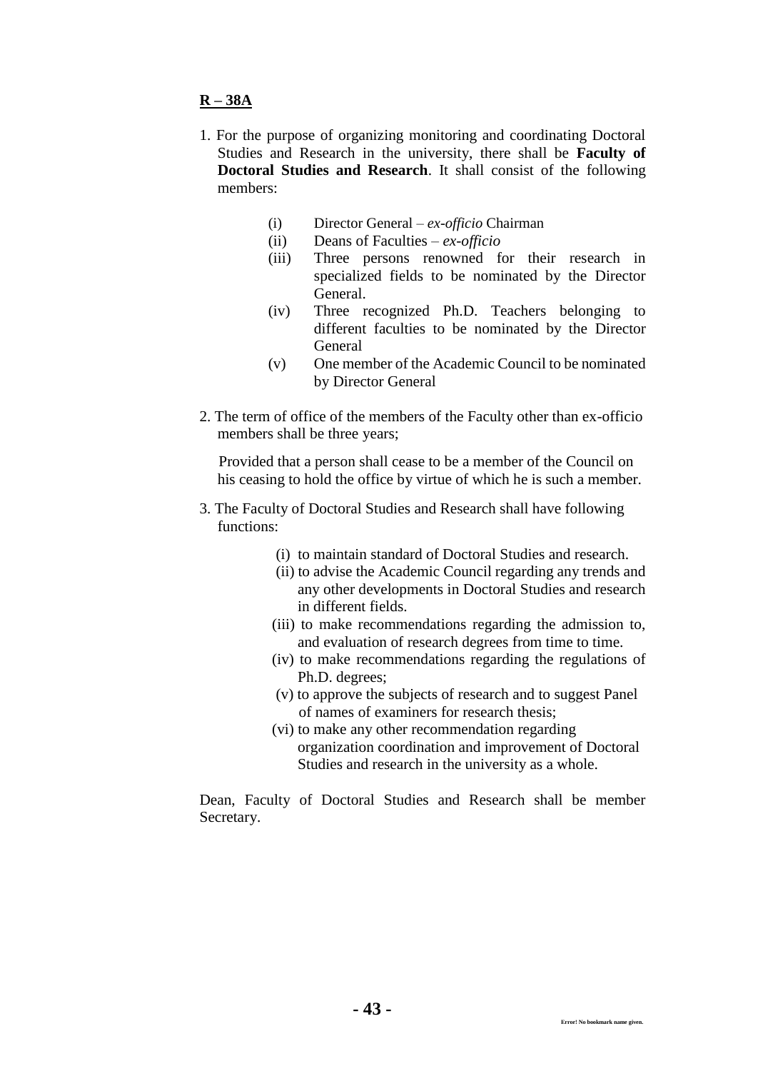**R – 38A**

1. For the purpose of organizing monitoring and coordinating Doctoral Studies and Research in the university, there shall be **Faculty of Doctoral Studies and Research**. It shall consist of the following members:

   (i) Director General – *ex-officio* Chairman
   (ii) Deans of Faculties – *ex-officio*
   (iii) Three persons renowned for their research in specialized fields to be nominated by the Director General.
   (iv) Three recognized Ph.D. Teachers belonging to different faculties to be nominated by the Director General
   (v) One member of the Academic Council to be nominated by Director General

2. The term of office of the members of the Faculty other than ex-officio members shall be three years;

   Provided that a person shall cease to be a member of the Council on his ceasing to hold the office by virtue of which he is such a member.

3. The Faculty of Doctoral Studies and Research shall have following functions:

   (i) to maintain standard of Doctoral Studies and research.
   (ii) to advise the Academic Council regarding any trends and any other developments in Doctoral Studies and research in different fields.
   (iii) to make recommendations regarding the admission to, and evaluation of research degrees from time to time.
   (iv) to make recommendations regarding the regulations of Ph.D. degrees;
   (v) to approve the subjects of research and to suggest Panel of names of examiners for research thesis;
   (vi) to make any other recommendation regarding organization coordination and improvement of Doctoral Studies and research in the university as a whole.

Dean, Faculty of Doctoral Studies and Research shall be member Secretary.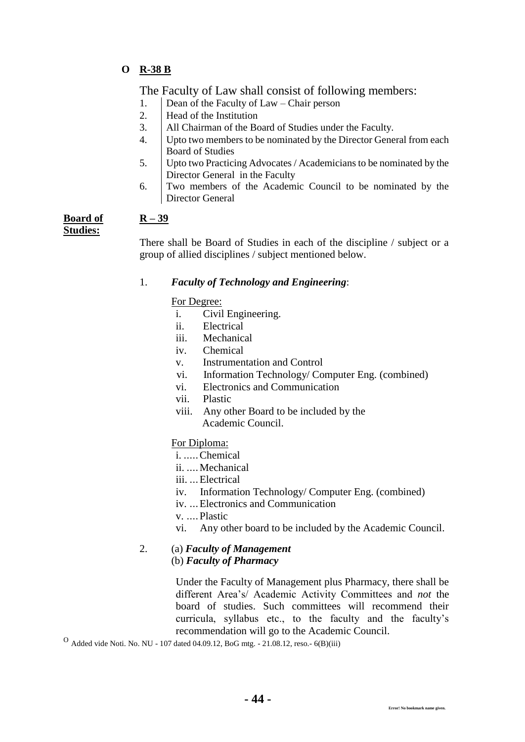**O R-38 B**

The Faculty of Law shall consist of following members:

1. Dean of the Faculty of Law – Chair person
2. Head of the Institution
3. All Chairman of the Board of Studies under the Faculty.
4. Upto two members to be nominated by the Director General from each Board of Studies
5. Upto two Practicing Advocates / Academicians to be nominated by the Director General in the Faculty
6. Two members of the Academic Council to be nominated by the Director General

**Board of Studies:**

**R – 39**

There shall be Board of Studies in each of the discipline / subject or a group of allied disciplines / subject mentioned below.

1. ***Faculty of Technology and Engineering***:

For Degree:

i. Civil Engineering.
ii. Electrical
iii. Mechanical
iv. Chemical
v. Instrumentation and Control
vi. Information Technology/ Computer Eng. (combined)
vi. Electronics and Communication
vii. Plastic
viii. Any other Board to be included by the Academic Council.

For Diploma:

i. .....Chemical
ii. ....Mechanical
iii. ...Electrical
iv. Information Technology/ Computer Eng. (combined)
iv. ...Electronics and Communication
v. ....Plastic
vi. Any other board to be included by the Academic Council.

2. (a) ***Faculty of Management***
   (b) ***Faculty of Pharmacy***

Under the Faculty of Management plus Pharmacy, there shall be different Area's/ Academic Activity Committees and *not* the board of studies. Such committees will recommend their curricula, syllabus etc., to the faculty and the faculty's recommendation will go to the Academic Council.

O Added vide Noti. No. NU - 107 dated 04.09.12, BoG mtg. - 21.08.12, reso.- 6(B)(iii)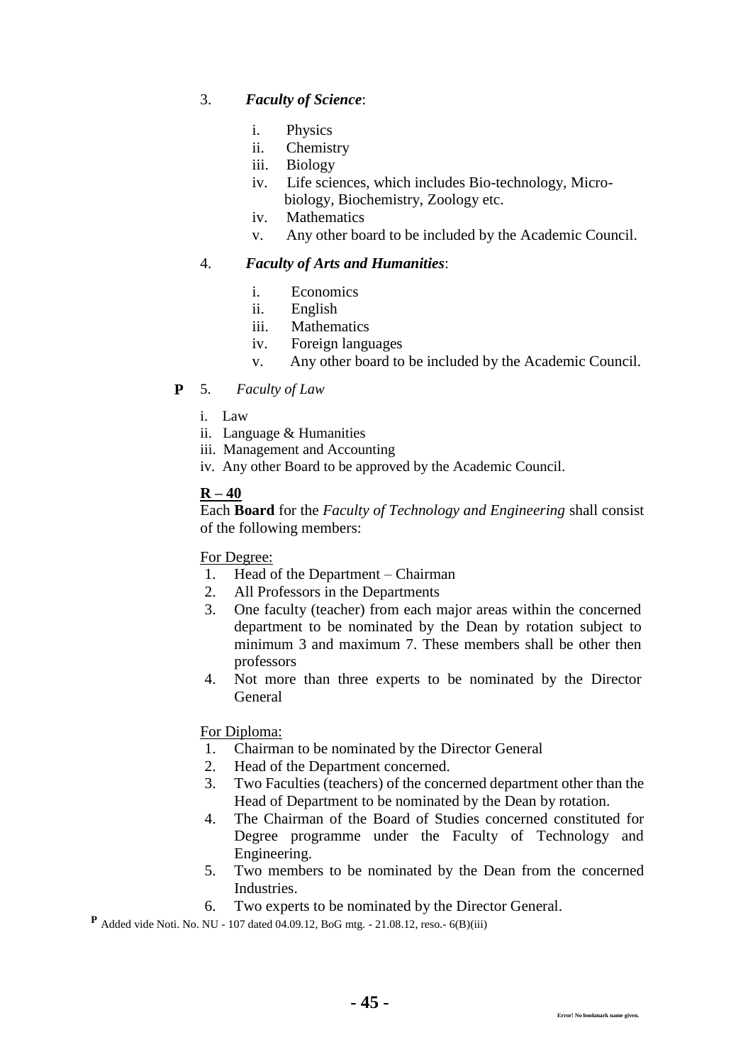3. ***Faculty of Science***:

   i. Physics
   ii. Chemistry
   iii. Biology
   iv. Life sciences, which includes Bio-technology, Micro-biology, Biochemistry, Zoology etc.
   iv. Mathematics
   v. Any other board to be included by the Academic Council.

4. ***Faculty of Arts and Humanities***:

   i. Economics
   ii. English
   iii. Mathematics
   iv. Foreign languages
   v. Any other board to be included by the Academic Council.

**P** 5. *Faculty of Law*

   i. Law
   ii. Language & Humanities
   iii. Management and Accounting
   iv. Any other Board to be approved by the Academic Council.

**R – 40**

Each **Board** for the *Faculty of Technology and Engineering* shall consist of the following members:

For Degree:

1. Head of the Department – Chairman
2. All Professors in the Departments
3. One faculty (teacher) from each major areas within the concerned department to be nominated by the Dean by rotation subject to minimum 3 and maximum 7. These members shall be other then professors
4. Not more than three experts to be nominated by the Director General

For Diploma:

1. Chairman to be nominated by the Director General
2. Head of the Department concerned.
3. Two Faculties (teachers) of the concerned department other than the Head of Department to be nominated by the Dean by rotation.
4. The Chairman of the Board of Studies concerned constituted for Degree programme under the Faculty of Technology and Engineering.
5. Two members to be nominated by the Dean from the concerned Industries.
6. Two experts to be nominated by the Director General.

**P** Added vide Noti. No. NU - 107 dated 04.09.12, BoG mtg. - 21.08.12, reso.- 6(B)(iii)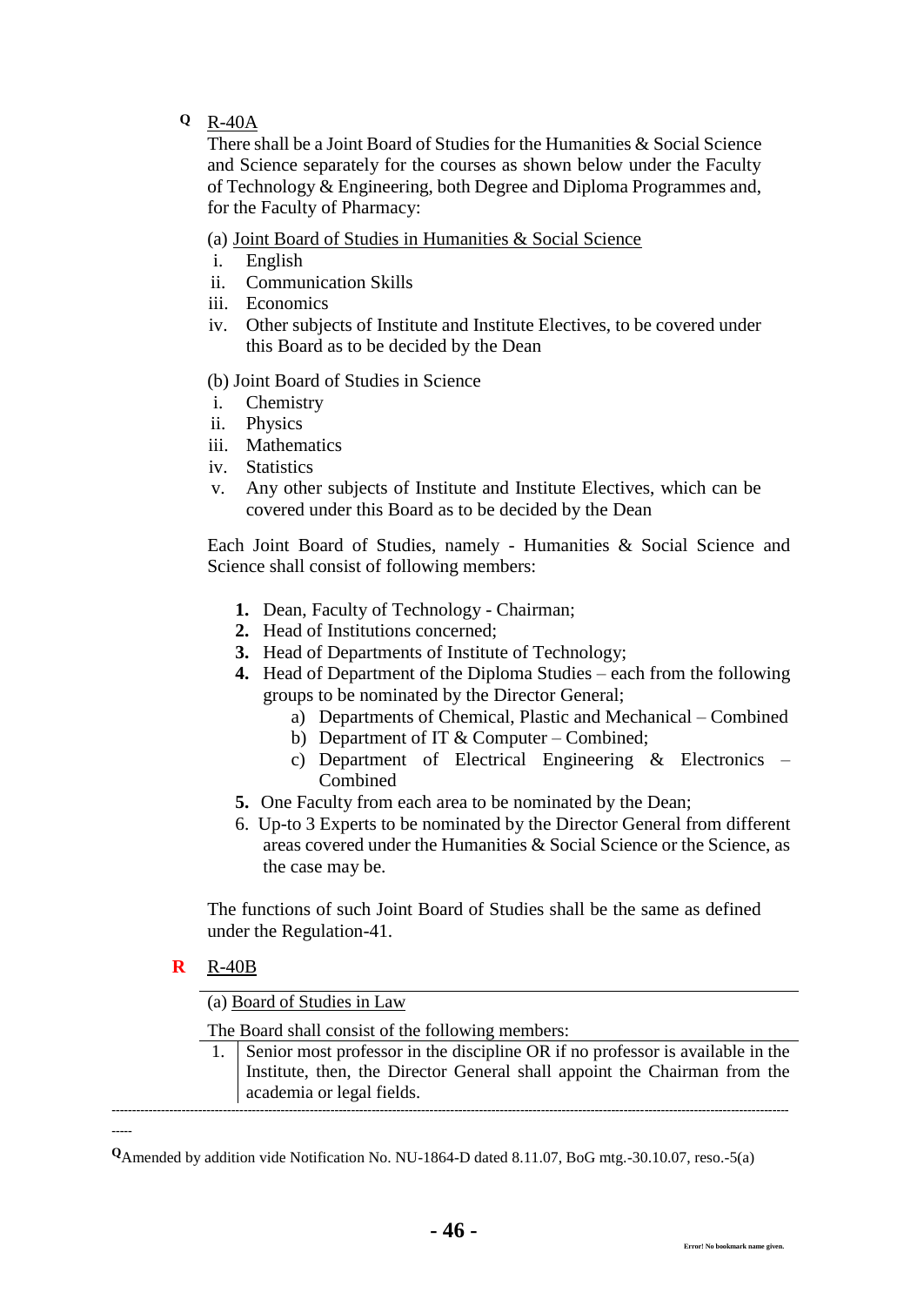**Q** R-40A

There shall be a Joint Board of Studies for the Humanities & Social Science and Science separately for the courses as shown below under the Faculty of Technology & Engineering, both Degree and Diploma Programmes and, for the Faculty of Pharmacy:

(a) Joint Board of Studies in Humanities & Social Science

i. English
ii. Communication Skills
iii. Economics
iv. Other subjects of Institute and Institute Electives, to be covered under this Board as to be decided by the Dean

(b) Joint Board of Studies in Science

i. Chemistry
ii. Physics
iii. Mathematics
iv. Statistics
v. Any other subjects of Institute and Institute Electives, which can be covered under this Board as to be decided by the Dean

Each Joint Board of Studies, namely - Humanities & Social Science and Science shall consist of following members:

1. Dean, Faculty of Technology - Chairman;
2. Head of Institutions concerned;
3. Head of Departments of Institute of Technology;
4. Head of Department of the Diploma Studies – each from the following groups to be nominated by the Director General;
   a) Departments of Chemical, Plastic and Mechanical – Combined
   b) Department of IT & Computer – Combined;
   c) Department of Electrical Engineering & Electronics – Combined
5. One Faculty from each area to be nominated by the Dean;
6. Up-to 3 Experts to be nominated by the Director General from different areas covered under the Humanities & Social Science or the Science, as the case may be.

The functions of such Joint Board of Studies shall be the same as defined under the Regulation-41.

**R** R-40B

(a) Board of Studies in Law

The Board shall consist of the following members:

1. Senior most professor in the discipline OR if no professor is available in the Institute, then, the Director General shall appoint the Chairman from the academia or legal fields.

---

[Q]Amended by addition vide Notification No. NU-1864-D dated 8.11.07, BoG mtg.-30.10.07, reso.-5(a)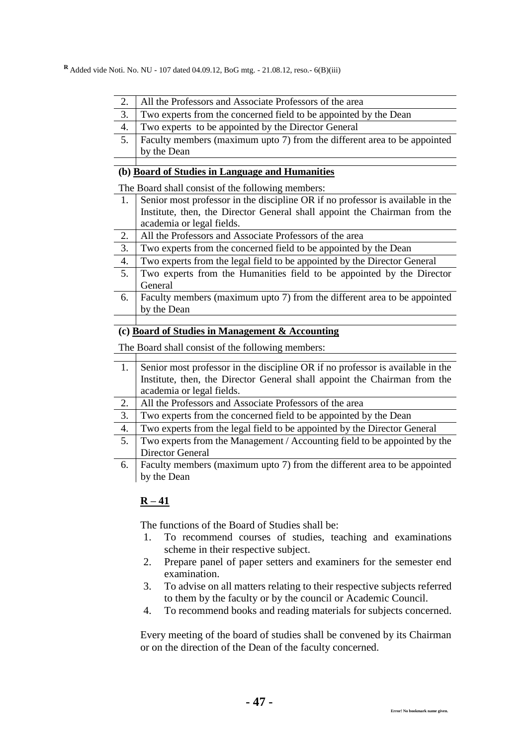R Added vide Noti. No. NU - 107 dated 04.09.12, BoG mtg. - 21.08.12, reso.- 6(B)(iii)

| | |
|---|---|
| 2. | All the Professors and Associate Professors of the area |
| 3. | Two experts from the concerned field to be appointed by the Dean |
| 4. | Two experts to be appointed by the Director General |
| 5. | Faculty members (maximum upto 7) from the different area to be appointed by the Dean |

**(b) Board of Studies in Language and Humanities**

The Board shall consist of the following members:

| | |
|---|---|
| 1. | Senior most professor in the discipline OR if no professor is available in the Institute, then, the Director General shall appoint the Chairman from the academia or legal fields. |
| 2. | All the Professors and Associate Professors of the area |
| 3. | Two experts from the concerned field to be appointed by the Dean |
| 4. | Two experts from the legal field to be appointed by the Director General |
| 5. | Two experts from the Humanities field to be appointed by the Director General |
| 6. | Faculty members (maximum upto 7) from the different area to be appointed by the Dean |

**(c) Board of Studies in Management & Accounting**

The Board shall consist of the following members:

| | |
|---|---|
| 1. | Senior most professor in the discipline OR if no professor is available in the Institute, then, the Director General shall appoint the Chairman from the academia or legal fields. |
| 2. | All the Professors and Associate Professors of the area |
| 3. | Two experts from the concerned field to be appointed by the Dean |
| 4. | Two experts from the legal field to be appointed by the Director General |
| 5. | Two experts from the Management / Accounting field to be appointed by the Director General |
| 6. | Faculty members (maximum upto 7) from the different area to be appointed by the Dean |

**R – 41**

The functions of the Board of Studies shall be:

1. To recommend courses of studies, teaching and examinations scheme in their respective subject.
2. Prepare panel of paper setters and examiners for the semester end examination.
3. To advise on all matters relating to their respective subjects referred to them by the faculty or by the council or Academic Council.
4. To recommend books and reading materials for subjects concerned.

Every meeting of the board of studies shall be convened by its Chairman or on the direction of the Dean of the faculty concerned.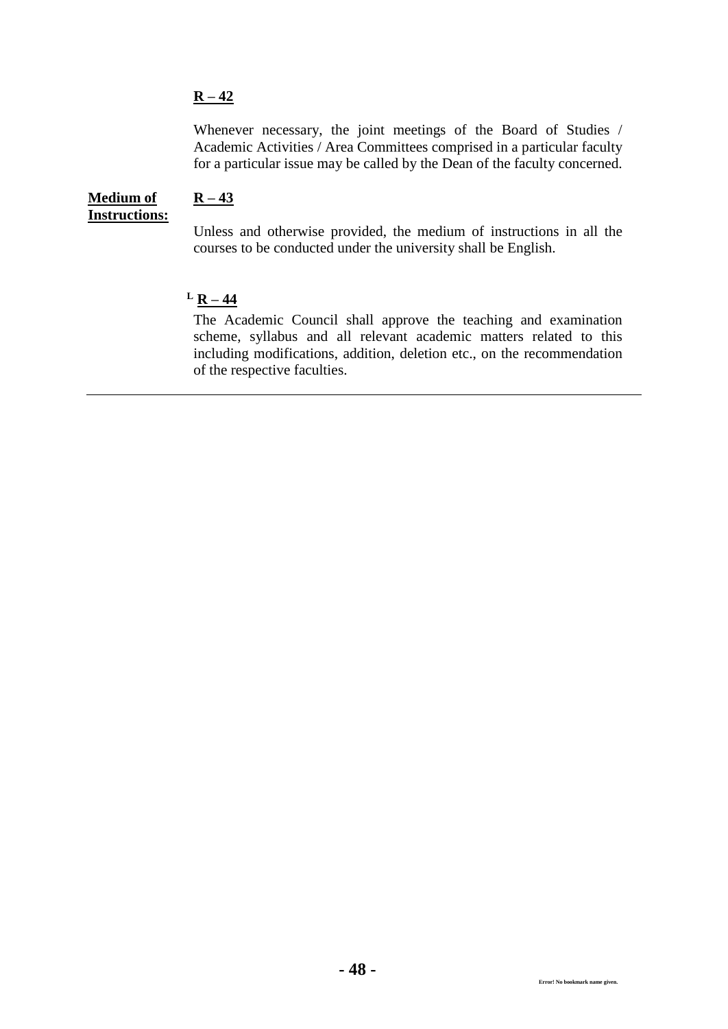**R – 42**

Whenever necessary, the joint meetings of the Board of Studies / Academic Activities / Area Committees comprised in a particular faculty for a particular issue may be called by the Dean of the faculty concerned.

**Medium of Instructions:**

**R – 43**

Unless and otherwise provided, the medium of instructions in all the courses to be conducted under the university shall be English.

[L] **R – 44**

The Academic Council shall approve the teaching and examination scheme, syllabus and all relevant academic matters related to this including modifications, addition, deletion etc., on the recommendation of the respective faculties.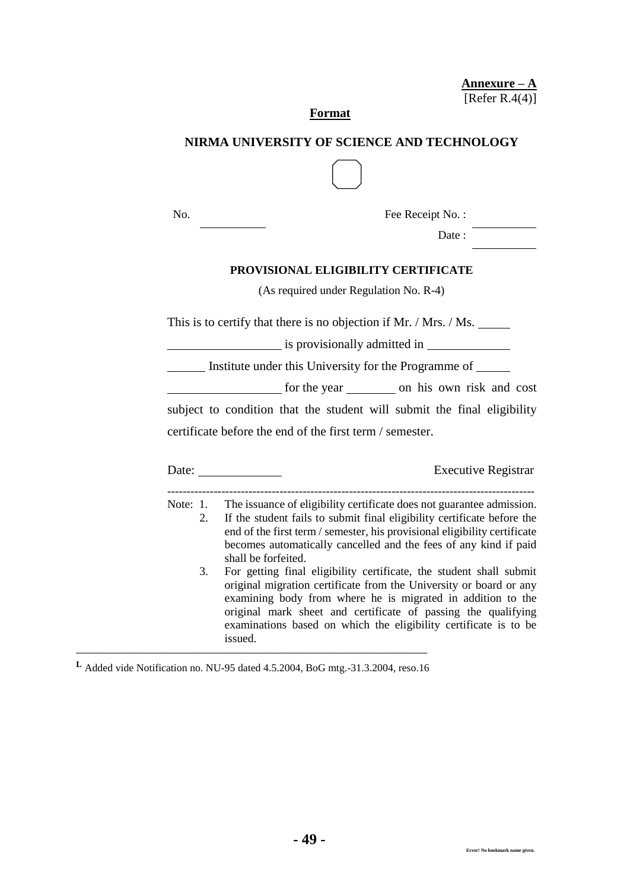**Annexure – A**
[Refer R.4(4)]

**Format**

**NIRMA UNIVERSITY OF SCIENCE AND TECHNOLOGY**

No. ___________ Fee Receipt No. : ___________

Date : ___________

**PROVISIONAL ELIGIBILITY CERTIFICATE**

(As required under Regulation No. R-4)

This is to certify that there is no objection if Mr. / Mrs. / Ms. _____ __________________ is provisionally admitted in _____________ ______ Institute under this University for the Programme of _____ __________________ for the year ________ on his own risk and cost subject to condition that the student will submit the final eligibility certificate before the end of the first term / semester.

Date: _____________ Executive Registrar

---

Note:
1. The issuance of eligibility certificate does not guarantee admission.
2. If the student fails to submit final eligibility certificate before the end of the first term / semester, his provisional eligibility certificate becomes automatically cancelled and the fees of any kind if paid shall be forfeited.
3. For getting final eligibility certificate, the student shall submit original migration certificate from the University or board or any examining body from where he is migrated in addition to the original mark sheet and certificate of passing the qualifying examinations based on which the eligibility certificate is to be issued.

---

[L] Added vide Notification no. NU-95 dated 4.5.2004, BoG mtg.-31.3.2004, reso.16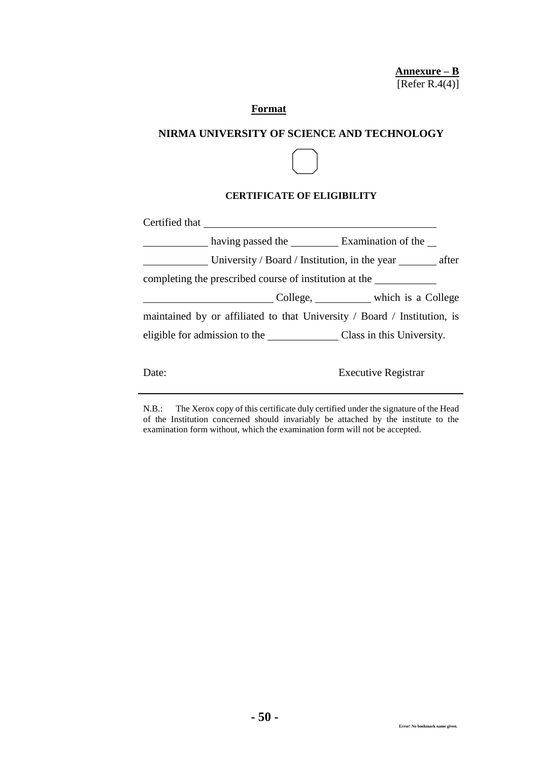**Annexure – B**
[Refer R.4(4)]

**Format**

**NIRMA UNIVERSITY OF SCIENCE AND TECHNOLOGY**

**CERTIFICATE OF ELIGIBILITY**

Certified that ______________________________________________
____________ having passed the _________ Examination of the __
____________ University / Board / Institution, in the year _______ after completing the prescribed course of institution at the ___________
________________________ College, __________ which is a College maintained by or affiliated to that University / Board / Institution, is eligible for admission to the _____________ Class in this University.

Date: Executive Registrar

---

N.B.: The Xerox copy of this certificate duly certified under the signature of the Head of the Institution concerned should invariably be attached by the institute to the examination form without, which the examination form will not be accepted.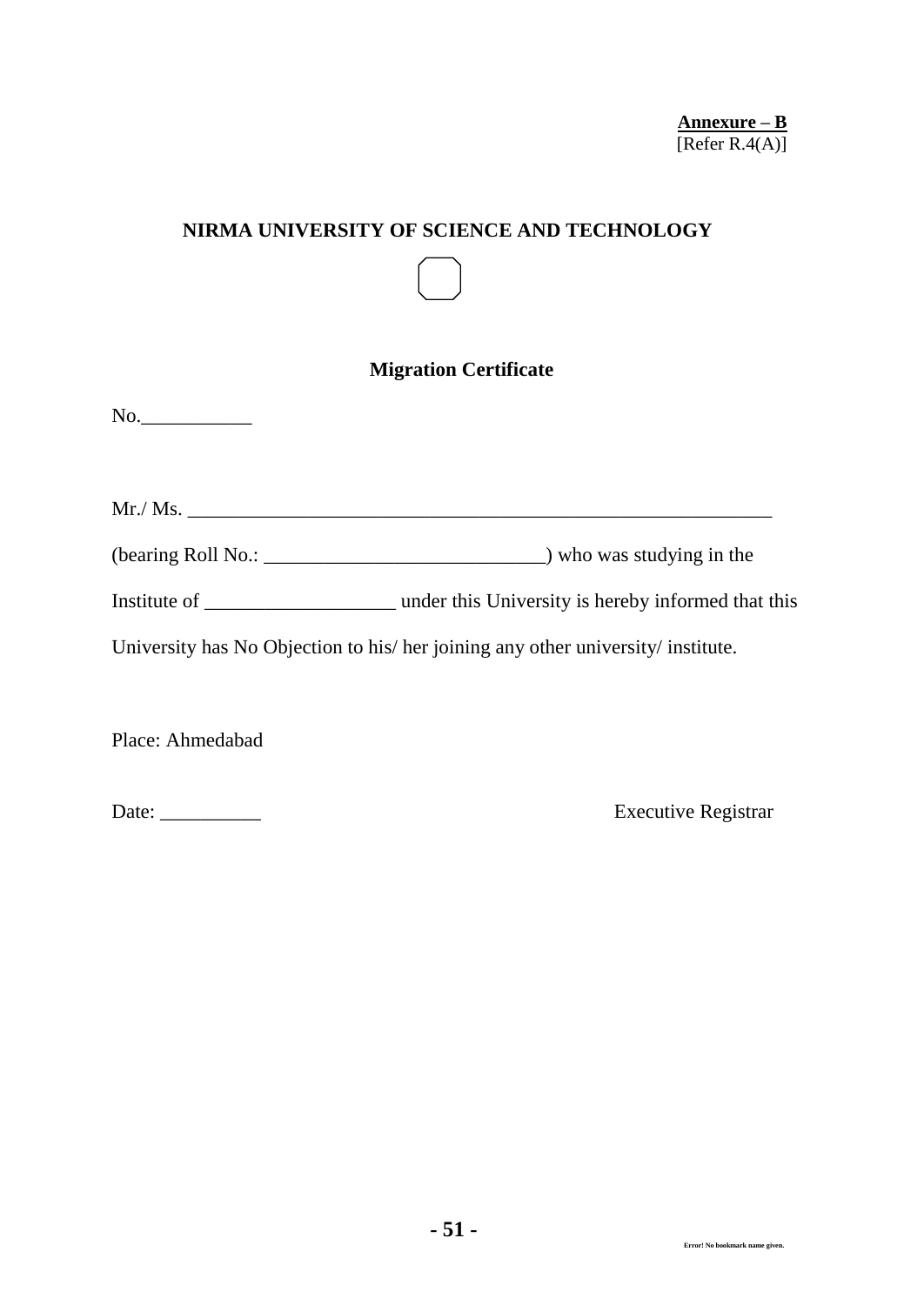**Annexure – B**
[Refer R.4(A)]

# NIRMA UNIVERSITY OF SCIENCE AND TECHNOLOGY

## Migration Certificate

No.___________

Mr./ Ms. ____________________________________________________________

(bearing Roll No.: ___________________________) who was studying in the

Institute of __________________ under this University is hereby informed that this

University has No Objection to his/ her joining any other university/ institute.

Place: Ahmedabad

Date: __________

Executive Registrar

Error! No bookmark name given.